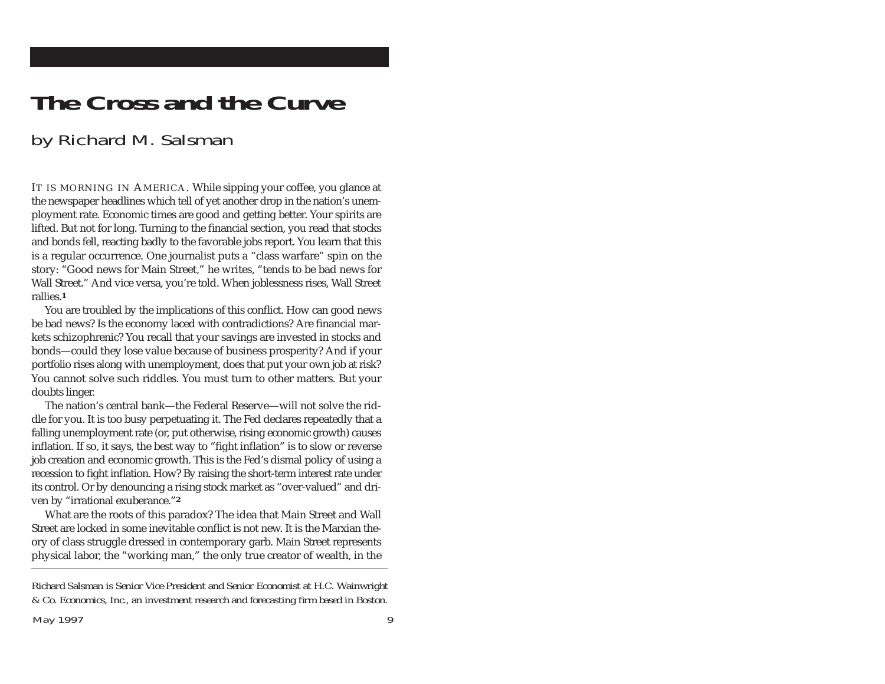# The Cross and the Curve

## by Richard M. Salsman

IT IS MORNING IN AMERICA. While sipping your coffee, you glance at the newspaper headlines which tell of yet another drop in the nation's unemployment rate. Economic times are good and getting better. Your spirits are lifted. But not for long. Turning to the financial section, you read that stocks and bonds fell, reacting badly to the favorable jobs report. You learn that this is a regular occurrence. One journalist puts a "class warfare" spin on the story: "Good news for Main Street," he writes, "tends to be bad news for Wall Street." And vice versa, you're told. When joblessness rises, Wall Street rallies.[1]

You are troubled by the implications of this conflict. How can good news be bad news? Is the economy laced with contradictions? Are financial markets schizophrenic? You recall that your savings are invested in stocks and bonds—could they lose value because of business prosperity? And if your portfolio rises along with unemployment, does that put your own job at risk? You cannot solve such riddles. You must turn to other matters. But your doubts linger.

The nation's central bank—the Federal Reserve—will not solve the riddle for you. It is too busy perpetuating it. The Fed declares repeatedly that a falling unemployment rate (or, put otherwise, rising economic growth) causes inflation. If so, it says, the best way to "fight inflation" is to slow or reverse job creation and economic growth. This is the Fed's dismal policy of using a recession to fight inflation. How? By raising the short-term interest rate under its control. Or by denouncing a rising stock market as "over-valued" and driven by "irrational exuberance."[2]

What are the roots of this paradox? The idea that Main Street and Wall Street are locked in some inevitable conflict is not new. It is the Marxian theory of class struggle dressed in contemporary garb. Main Street represents physical labor, the "working man," the only true creator of wealth, in the

---

*Richard Salsman is Senior Vice President and Senior Economist at H.C. Wainwright & Co. Economics, Inc., an investment research and forecasting firm based in Boston.*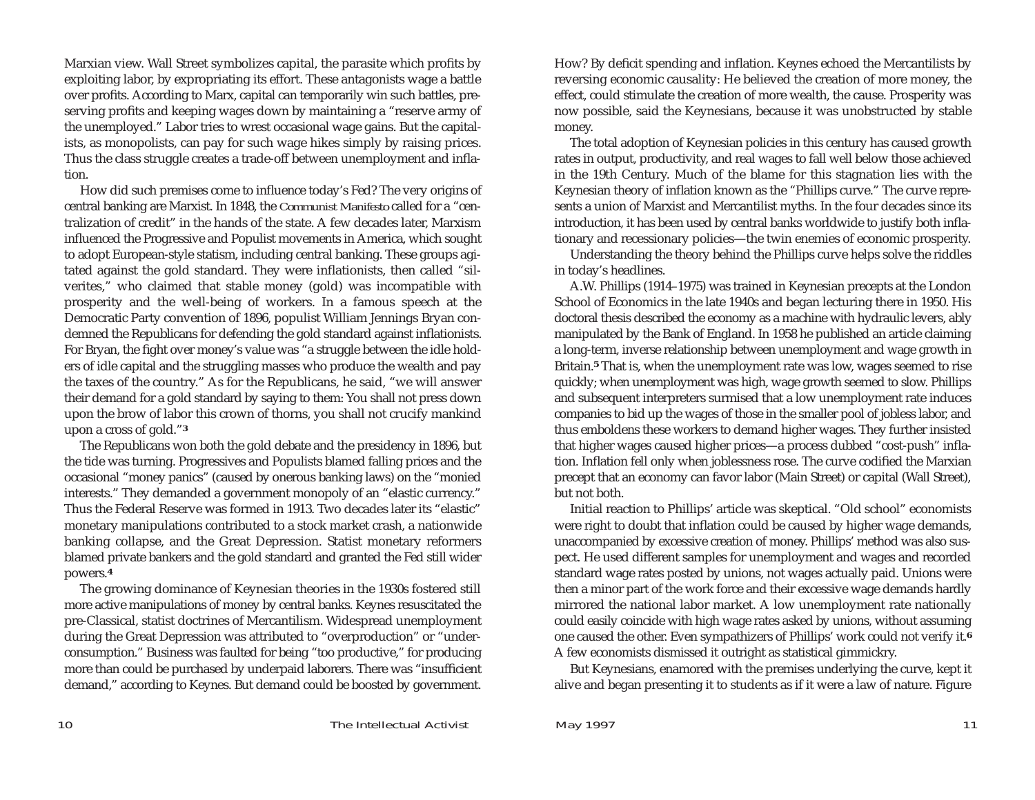Marxian view. Wall Street symbolizes capital, the parasite which profits by exploiting labor, by expropriating its effort. These antagonists wage a battle over profits. According to Marx, capital can temporarily win such battles, preserving profits and keeping wages down by maintaining a "reserve army of the unemployed." Labor tries to wrest occasional wage gains. But the capitalists, as monopolists, can pay for such wage hikes simply by raising prices. Thus the class struggle creates a trade-off between unemployment and inflation.

How did such premises come to influence today's Fed? The very origins of central banking are Marxist. In 1848, the *Communist Manifesto* called for a "centralization of credit" in the hands of the state. A few decades later, Marxism influenced the Progressive and Populist movements in America, which sought to adopt European-style statism, including central banking. These groups agitated against the gold standard. They were inflationists, then called "silverites," who claimed that stable money (gold) was incompatible with prosperity and the well-being of workers. In a famous speech at the Democratic Party convention of 1896, populist William Jennings Bryan condemned the Republicans for defending the gold standard against inflationists. For Bryan, the fight over money's value was "a struggle between the idle holders of idle capital and the struggling masses who produce the wealth and pay the taxes of the country." As for the Republicans, he said, "we will answer their demand for a gold standard by saying to them: You shall not press down upon the brow of labor this crown of thorns, you shall not crucify mankind upon a cross of gold."[3]

The Republicans won both the gold debate and the presidency in 1896, but the tide was turning. Progressives and Populists blamed falling prices and the occasional "money panics" (caused by onerous banking laws) on the "monied interests." They demanded a government monopoly of an "elastic currency." Thus the Federal Reserve was formed in 1913. Two decades later its "elastic" monetary manipulations contributed to a stock market crash, a nationwide banking collapse, and the Great Depression. Statist monetary reformers blamed private bankers and the gold standard and granted the Fed still wider powers.[4]

The growing dominance of Keynesian theories in the 1930s fostered still more active manipulations of money by central banks. Keynes resuscitated the pre-Classical, statist doctrines of Mercantilism. Widespread unemployment during the Great Depression was attributed to "overproduction" or "underconsumption." Business was faulted for being "too productive," for producing more than could be purchased by underpaid laborers. There was "insufficient demand," according to Keynes. But demand could be boosted by government. How? By deficit spending and inflation. Keynes echoed the Mercantilists by reversing economic causality: He believed the creation of more money, the effect, could stimulate the creation of more wealth, the cause. Prosperity was now possible, said the Keynesians, because it was unobstructed by stable money.

The total adoption of Keynesian policies in this century has caused growth rates in output, productivity, and real wages to fall well below those achieved in the 19th Century. Much of the blame for this stagnation lies with the Keynesian theory of inflation known as the "Phillips curve." The curve represents a union of Marxist and Mercantilist myths. In the four decades since its introduction, it has been used by central banks worldwide to justify both inflationary and recessionary policies—the twin enemies of economic prosperity.

Understanding the theory behind the Phillips curve helps solve the riddles in today's headlines.

A.W. Phillips (1914–1975) was trained in Keynesian precepts at the London School of Economics in the late 1940s and began lecturing there in 1950. His doctoral thesis described the economy as a machine with hydraulic levers, ably manipulated by the Bank of England. In 1958 he published an article claiming a long-term, inverse relationship between unemployment and wage growth in Britain.[5] That is, when the unemployment rate was low, wages seemed to rise quickly; when unemployment was high, wage growth seemed to slow. Phillips and subsequent interpreters surmised that a low unemployment rate induces companies to bid up the wages of those in the smaller pool of jobless labor, and thus emboldens these workers to demand higher wages. They further insisted that higher wages caused higher prices—a process dubbed "cost-push" inflation. Inflation fell only when joblessness rose. The curve codified the Marxian precept that an economy can favor labor (Main Street) or capital (Wall Street), but not both.

Initial reaction to Phillips' article was skeptical. "Old school" economists were right to doubt that inflation could be caused by higher wage demands, unaccompanied by excessive creation of money. Phillips' method was also suspect. He used different samples for unemployment and wages and recorded standard wage rates posted by unions, not wages actually paid. Unions were then a minor part of the work force and their excessive wage demands hardly mirrored the national labor market. A low unemployment rate nationally could easily coincide with high wage rates asked by unions, without assuming one caused the other. Even sympathizers of Phillips' work could not verify it.[6] A few economists dismissed it outright as statistical gimmickry.

But Keynesians, enamored with the premises underlying the curve, kept it alive and began presenting it to students as if it were a law of nature. Figure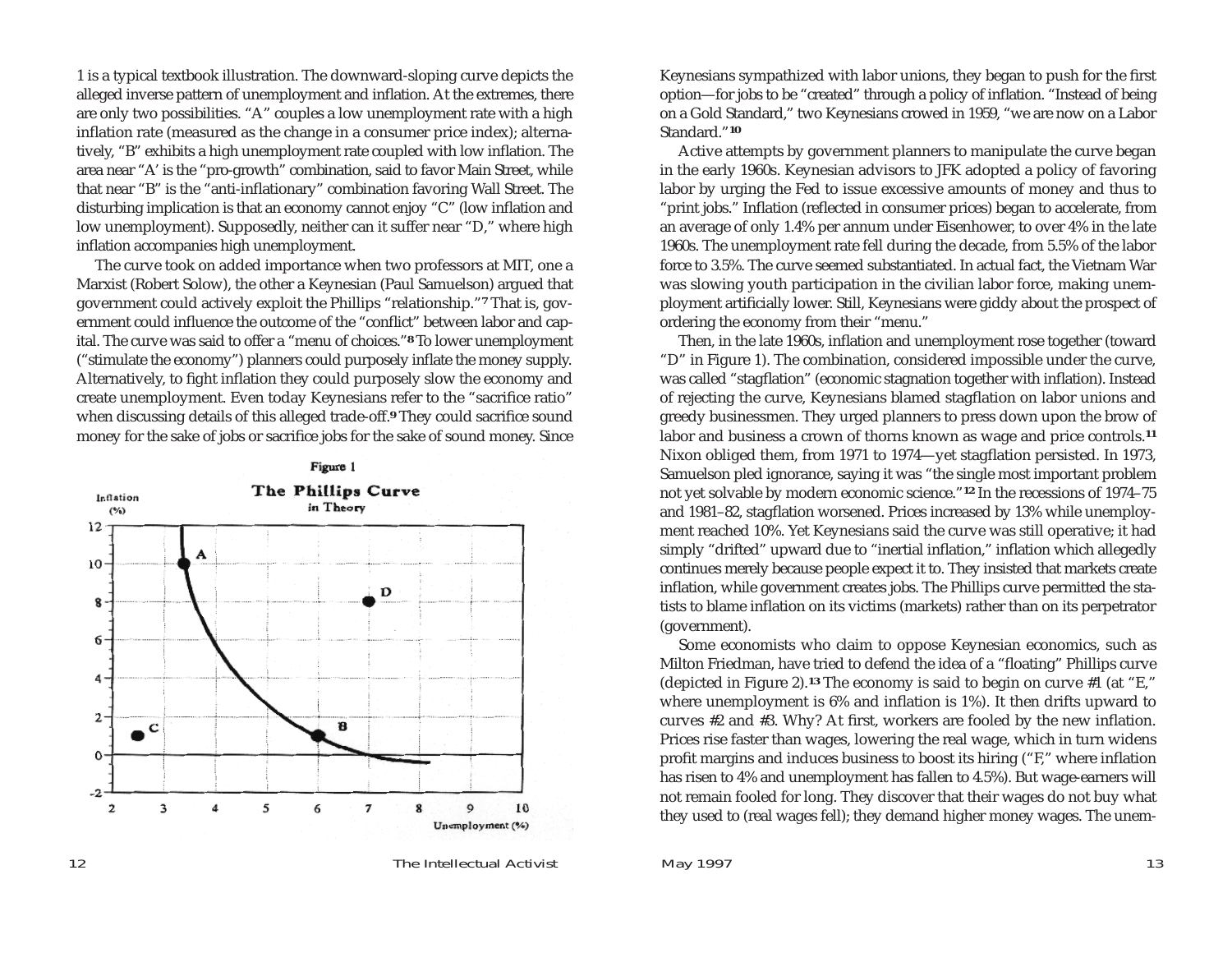1 is a typical textbook illustration. The downward-sloping curve depicts the alleged inverse pattern of unemployment and inflation. At the extremes, there are only two possibilities. "A" couples a low unemployment rate with a high inflation rate (measured as the change in a consumer price index); alternatively, "B" exhibits a high unemployment rate coupled with low inflation. The area near "A' is the "pro-growth" combination, said to favor Main Street, while that near "B" is the "anti-inflationary" combination favoring Wall Street. The disturbing implication is that an economy cannot enjoy "C" (low inflation and low unemployment). Supposedly, neither can it suffer near "D," where high inflation accompanies high unemployment.

The curve took on added importance when two professors at MIT, one a Marxist (Robert Solow), the other a Keynesian (Paul Samuelson) argued that government could actively exploit the Phillips "relationship."[7] That is, government could influence the outcome of the "conflict" between labor and capital. The curve was said to offer a "menu of choices."[8] To lower unemployment ("stimulate the economy") planners could purposely inflate the money supply. Alternatively, to fight inflation they could purposely slow the economy and create unemployment. Even today Keynesians refer to the "sacrifice ratio" when discussing details of this alleged trade-off.[9] They could sacrifice sound money for the sake of jobs or sacrifice jobs for the sake of sound money. Since

Figure 1

**The Phillips Curve** in Theory

Keynesians sympathized with labor unions, they began to push for the first option—for jobs to be "created" through a policy of inflation. "Instead of being on a Gold Standard," two Keynesians crowed in 1959, "we are now on a Labor Standard."[10]

Active attempts by government planners to manipulate the curve began in the early 1960s. Keynesian advisors to JFK adopted a policy of favoring labor by urging the Fed to issue excessive amounts of money and thus to "print jobs." Inflation (reflected in consumer prices) began to accelerate, from an average of only 1.4% per annum under Eisenhower, to over 4% in the late 1960s. The unemployment rate fell during the decade, from 5.5% of the labor force to 3.5%. The curve seemed substantiated. In actual fact, the Vietnam War was slowing youth participation in the civilian labor force, making unemployment artificially lower. Still, Keynesians were giddy about the prospect of ordering the economy from their "menu."

Then, in the late 1960s, inflation and unemployment rose together (toward "D" in Figure 1). The combination, considered impossible under the curve, was called "stagflation" (economic stagnation together with inflation). Instead of rejecting the curve, Keynesians blamed stagflation on labor unions and greedy businessmen. They urged planners to press down upon the brow of labor and business a crown of thorns known as wage and price controls.[11] Nixon obliged them, from 1971 to 1974—yet stagflation persisted. In 1973, Samuelson pled ignorance, saying it was "the single most important problem not yet solvable by modern economic science."[12] In the recessions of 1974–75 and 1981–82, stagflation worsened. Prices increased by 13% while unemployment reached 10%. Yet Keynesians said the curve was still operative; it had simply "drifted" upward due to "inertial inflation," inflation which allegedly continues merely because people expect it to. They insisted that markets create inflation, while government creates jobs. The Phillips curve permitted the statists to blame inflation on its victims (markets) rather than on its perpetrator (government).

Some economists who claim to oppose Keynesian economics, such as Milton Friedman, have tried to defend the idea of a "floating" Phillips curve (depicted in Figure 2).[13] The economy is said to begin on curve #1 (at "E," where unemployment is 6% and inflation is 1%). It then drifts upward to curves #2 and #3. Why? At first, workers are fooled by the new inflation. Prices rise faster than wages, lowering the real wage, which in turn widens profit margins and induces business to boost its hiring ("F," where inflation has risen to 4% and unemployment has fallen to 4.5%). But wage-earners will not remain fooled for long. They discover that their wages do not buy what they used to (real wages fell); they demand higher money wages. The unem-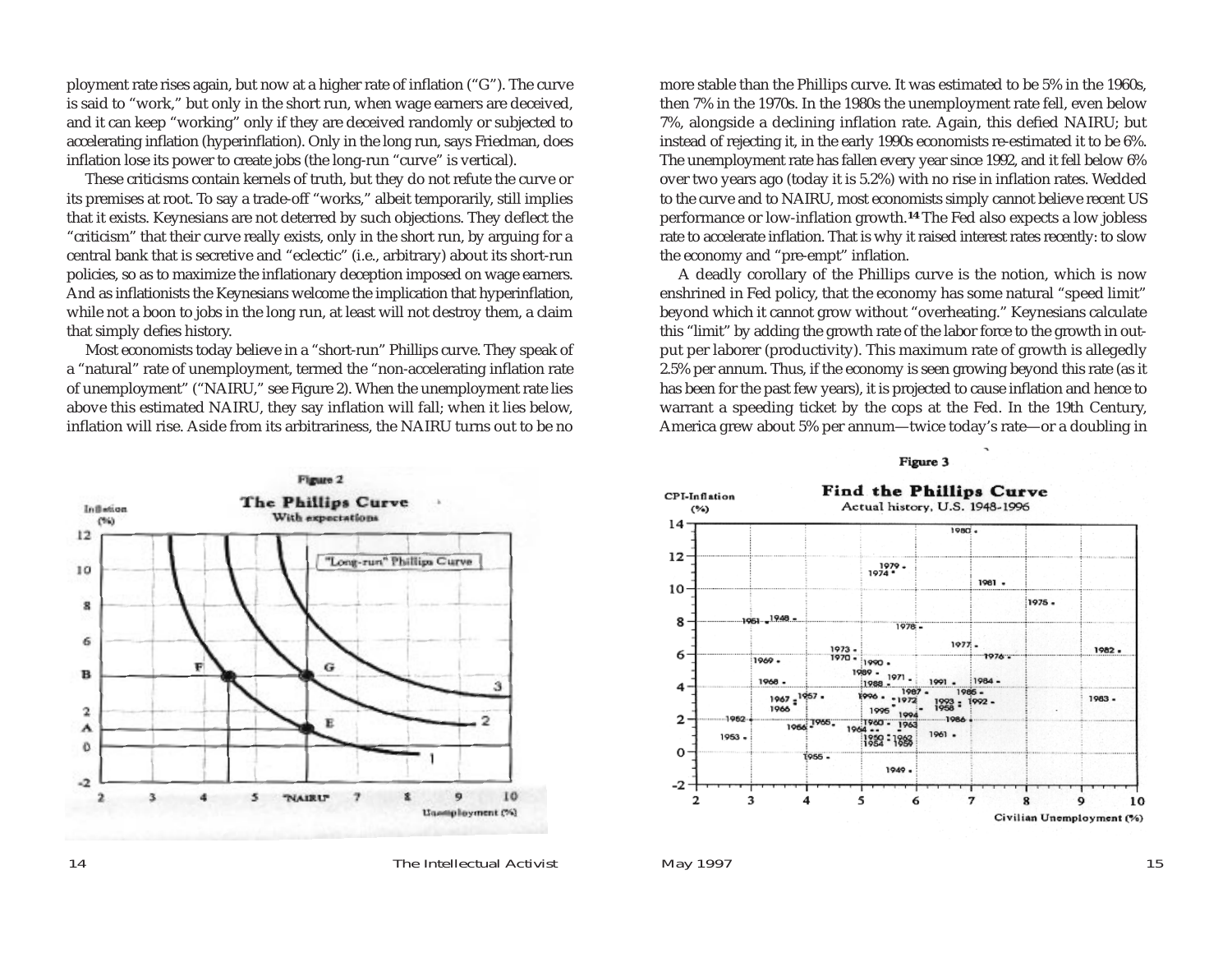ployment rate rises again, but now at a higher rate of inflation ("G"). The curve is said to "work," but only in the short run, when wage earners are deceived, and it can keep "working" only if they are deceived randomly or subjected to accelerating inflation (hyperinflation). Only in the long run, says Friedman, does inflation lose its power to create jobs (the long-run "curve" is vertical).

These criticisms contain kernels of truth, but they do not refute the curve or its premises at root. To say a trade-off "works," albeit temporarily, still implies that it exists. Keynesians are not deterred by such objections. They deflect the "criticism" that their curve really exists, only in the short run, by arguing for a central bank that is secretive and "eclectic" (i.e., arbitrary) about its short-run policies, so as to maximize the inflationary deception imposed on wage earners. And as inflationists the Keynesians welcome the implication that hyperinflation, while not a boon to jobs in the long run, at least will not destroy them, a claim that simply defies history.

Most economists today believe in a "short-run" Phillips curve. They speak of a "natural" rate of unemployment, termed the "non-accelerating inflation rate of unemployment" ("NAIRU," see Figure 2). When the unemployment rate lies above this estimated NAIRU, they say inflation will fall; when it lies below, inflation will rise. Aside from its arbitrariness, the NAIRU turns out to be no more stable than the Phillips curve. It was estimated to be 5% in the 1960s, then 7% in the 1970s. In the 1980s the unemployment rate fell, even below 7%, alongside a declining inflation rate. Again, this defied NAIRU; but instead of rejecting it, in the early 1990s economists re-estimated it to be 6%. The unemployment rate has fallen every year since 1992, and it fell below 6% over two years ago (today it is 5.2%) with no rise in inflation rates. Wedded to the curve and to NAIRU, most economists simply cannot believe recent US performance or low-inflation growth.[14] The Fed also expects a low jobless rate to accelerate inflation. That is why it raised interest rates recently: to slow the economy and "pre-empt" inflation.

A deadly corollary of the Phillips curve is the notion, which is now enshrined in Fed policy, that the economy has some natural "speed limit" beyond which it cannot grow without "overheating." Keynesians calculate this "limit" by adding the growth rate of the labor force to the growth in output per laborer (productivity). This maximum rate of growth is allegedly 2.5% per annum. Thus, if the economy is seen growing beyond this rate (as it has been for the past few years), it is projected to cause inflation and hence to warrant a speeding ticket by the cops at the Fed. In the 19th Century, America grew about 5% per annum—twice today's rate—or a doubling in

Figure 2

**The Phillips Curve**
With expectations

Figure 3

**Find the Phillips Curve**
Actual history, U.S. 1948-1996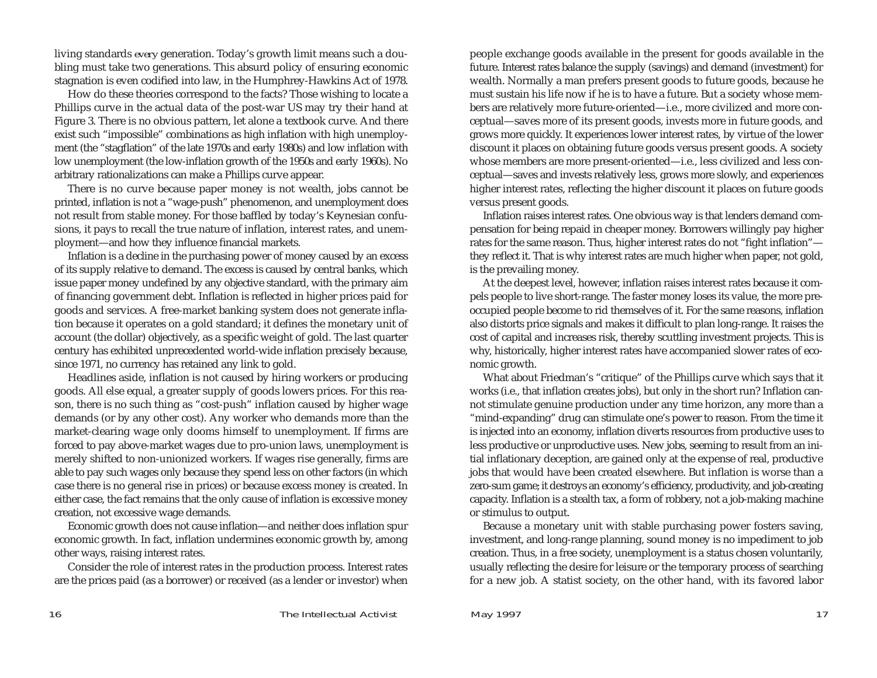living standards *every* generation. Today's growth limit means such a doubling must take two generations. This absurd policy of ensuring economic stagnation is even codified into law, in the Humphrey-Hawkins Act of 1978.

How do these theories correspond to the facts? Those wishing to locate a Phillips curve in the actual data of the post-war US may try their hand at Figure 3. There is no obvious pattern, let alone a textbook curve. And there exist such "impossible" combinations as high inflation with high unemployment (the "stagflation" of the late 1970s and early 1980s) and low inflation with low unemployment (the low-inflation growth of the 1950s and early 1960s). No arbitrary rationalizations can make a Phillips curve appear.

There is no curve because paper money is not wealth, jobs cannot be printed, inflation is not a "wage-push" phenomenon, and unemployment does not result from stable money. For those baffled by today's Keynesian confusions, it pays to recall the true nature of inflation, interest rates, and unemployment—and how they influence financial markets.

Inflation is a decline in the purchasing power of money caused by an excess of its supply relative to demand. The excess is caused by central banks, which issue paper money undefined by any objective standard, with the primary aim of financing government debt. Inflation is reflected in higher prices paid for goods and services. A free-market banking system does not generate inflation because it operates on a gold standard; it defines the monetary unit of account (the dollar) objectively, as a specific weight of gold. The last quarter century has exhibited unprecedented world-wide inflation precisely because, since 1971, no currency has retained any link to gold.

Headlines aside, inflation is not caused by hiring workers or producing goods. All else equal, a greater supply of goods lowers prices. For this reason, there is no such thing as "cost-push" inflation caused by higher wage demands (or by any other cost). Any worker who demands more than the market-clearing wage only dooms himself to unemployment. If firms are forced to pay above-market wages due to pro-union laws, unemployment is merely shifted to non-unionized workers. If wages rise generally, firms are able to pay such wages only because they spend less on other factors (in which case there is no general rise in prices) or because excess money is created. In either case, the fact remains that the only cause of inflation is excessive money creation, not excessive wage demands.

Economic growth does not cause inflation—and neither does inflation spur economic growth. In fact, inflation undermines economic growth by, among other ways, raising interest rates.

Consider the role of interest rates in the production process. Interest rates are the prices paid (as a borrower) or received (as a lender or investor) when people exchange goods available in the present for goods available in the future. Interest rates balance the supply (savings) and demand (investment) for wealth. Normally a man prefers present goods to future goods, because he must sustain his life now if he is to have a future. But a society whose members are relatively more future-oriented—i.e., more civilized and more conceptual—saves more of its present goods, invests more in future goods, and grows more quickly. It experiences lower interest rates, by virtue of the lower discount it places on obtaining future goods versus present goods. A society whose members are more present-oriented—i.e., less civilized and less conceptual—saves and invests relatively less, grows more slowly, and experiences higher interest rates, reflecting the higher discount it places on future goods versus present goods.

Inflation raises interest rates. One obvious way is that lenders demand compensation for being repaid in cheaper money. Borrowers willingly pay higher rates for the same reason. Thus, higher interest rates do not "fight inflation"—they reflect it. That is why interest rates are much higher when paper, not gold, is the prevailing money.

At the deepest level, however, inflation raises interest rates because it compels people to live short-range. The faster money loses its value, the more preoccupied people become to rid themselves of it. For the same reasons, inflation also distorts price signals and makes it difficult to plan long-range. It raises the cost of capital and increases risk, thereby scuttling investment projects. This is why, historically, higher interest rates have accompanied slower rates of economic growth.

What about Friedman's "critique" of the Phillips curve which says that it works (i.e., that inflation creates jobs), but only in the short run? Inflation cannot stimulate genuine production under any time horizon, any more than a "mind-expanding" drug can stimulate one's power to reason. From the time it is injected into an economy, inflation diverts resources from productive uses to less productive or unproductive uses. New jobs, seeming to result from an initial inflationary deception, are gained only at the expense of real, productive jobs that would have been created elsewhere. But inflation is worse than a zero-sum game; it destroys an economy's efficiency, productivity, and job-creating capacity. Inflation is a stealth tax, a form of robbery, not a job-making machine or stimulus to output.

Because a monetary unit with stable purchasing power fosters saving, investment, and long-range planning, sound money is no impediment to job creation. Thus, in a free society, unemployment is a status chosen voluntarily, usually reflecting the desire for leisure or the temporary process of searching for a new job. A statist society, on the other hand, with its favored labor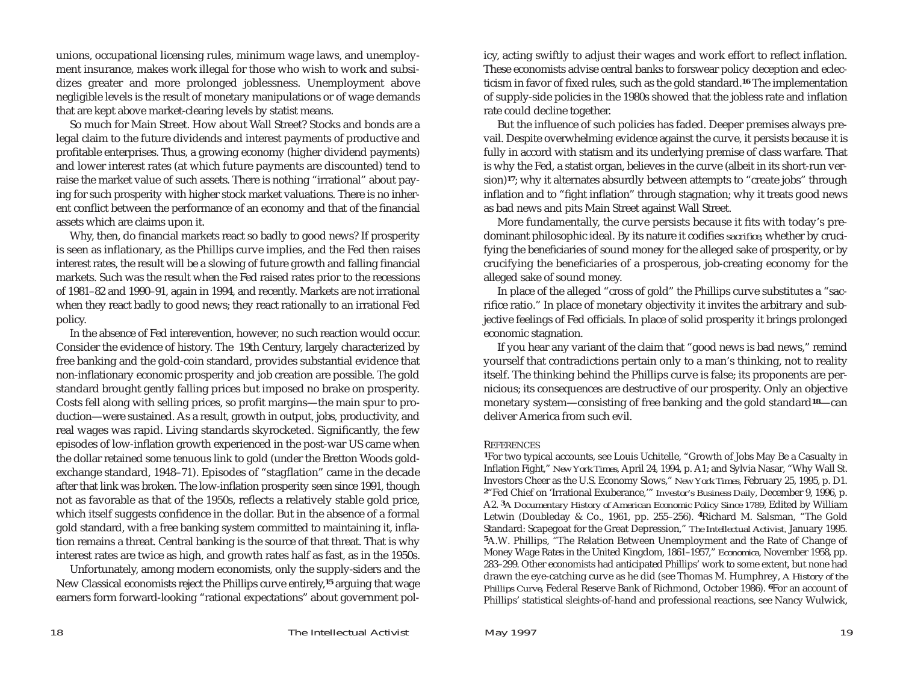unions, occupational licensing rules, minimum wage laws, and unemployment insurance, makes work illegal for those who wish to work and subsidizes greater and more prolonged joblessness. Unemployment above negligible levels is the result of monetary manipulations or of wage demands that are kept above market-clearing levels by statist means.

So much for Main Street. How about Wall Street? Stocks and bonds are a legal claim to the future dividends and interest payments of productive and profitable enterprises. Thus, a growing economy (higher dividend payments) and lower interest rates (at which future payments are discounted) tend to raise the market value of such assets. There is nothing "irrational" about paying for such prosperity with higher stock market valuations. There is no inherent conflict between the performance of an economy and that of the financial assets which are claims upon it.

Why, then, do financial markets react so badly to good news? If prosperity is seen as inflationary, as the Phillips curve implies, and the Fed then raises interest rates, the result will be a slowing of future growth and falling financial markets. Such was the result when the Fed raised rates prior to the recessions of 1981–82 and 1990–91, again in 1994, and recently. Markets are not irrational when they react badly to good news; they react rationally to an irrational Fed policy.

In the absence of Fed interevention, however, no such reaction would occur. Consider the evidence of history. The 19th Century, largely characterized by free banking and the gold-coin standard, provides substantial evidence that non-inflationary economic prosperity and job creation are possible. The gold standard brought gently falling prices but imposed no brake on prosperity. Costs fell along with selling prices, so profit margins—the main spur to production—were sustained. As a result, growth in output, jobs, productivity, and real wages was rapid. Living standards skyrocketed. Significantly, the few episodes of low-inflation growth experienced in the post-war US came when the dollar retained some tenuous link to gold (under the Bretton Woods gold-exchange standard, 1948–71). Episodes of "stagflation" came in the decade after that link was broken. The low-inflation prosperity seen since 1991, though not as favorable as that of the 1950s, reflects a relatively stable gold price, which itself suggests confidence in the dollar. But in the absence of a formal gold standard, with a free banking system committed to maintaining it, inflation remains a threat. Central banking is the source of that threat. That is why interest rates are twice as high, and growth rates half as fast, as in the 1950s.

Unfortunately, among modern economists, only the supply-siders and the New Classical economists reject the Phillips curve entirely,[15] arguing that wage earners form forward-looking "rational expectations" about government policy, acting swiftly to adjust their wages and work effort to reflect inflation. These economists advise central banks to forswear policy deception and eclecticism in favor of fixed rules, such as the gold standard.[16] The implementation of supply-side policies in the 1980s showed that the jobless rate and inflation rate could decline together.

But the influence of such policies has faded. Deeper premises always prevail. Despite overwhelming evidence against the curve, it persists because it is fully in accord with statism and its underlying premise of class warfare. That is why the Fed, a statist organ, believes in the curve (albeit in its short-run version)[17]; why it alternates absurdly between attempts to "create jobs" through inflation and to "fight inflation" through stagnation; why it treats good news as bad news and pits Main Street against Wall Street.

More fundamentally, the curve persists because it fits with today's predominant philosophic ideal. By its nature it codifies *sacrifice*, whether by crucifying the beneficiaries of sound money for the alleged sake of prosperity, or by crucifying the beneficiaries of a prosperous, job-creating economy for the alleged sake of sound money.

In place of the alleged "cross of gold" the Phillips curve substitutes a "sacrifice ratio." In place of monetary objectivity it invites the arbitrary and subjective feelings of Fed officials. In place of solid prosperity it brings prolonged economic stagnation.

If you hear any variant of the claim that "good news is bad news," remind yourself that contradictions pertain only to a man's thinking, not to reality itself. The thinking behind the Phillips curve is false; its proponents are pernicious; its consequences are destructive of our prosperity. Only an objective monetary system—consisting of free banking and the gold standard[18]—can deliver America from such evil.

REFERENCES

[1]For two typical accounts, see Louis Uchitelle, "Growth of Jobs May Be a Casualty in Inflation Fight," *New York Times*, April 24, 1994, p. A1; and Sylvia Nasar, "Why Wall St. Investors Cheer as the U.S. Economy Slows," *New York Times*, February 25, 1995, p. D1. [2]"Fed Chief on 'Irrational Exuberance,'" *Investor's Business Daily*, December 9, 1996, p. A2. [3]*A Documentary History of American Economic Policy Since 1789*, Edited by William Letwin (Doubleday & Co., 1961, pp. 255–256). [4]Richard M. Salsman, "The Gold Standard: Scapegoat for the Great Depression," *The Intellectual Activist*, January 1995. [5]A.W. Phillips, "The Relation Between Unemployment and the Rate of Change of Money Wage Rates in the United Kingdom, 1861–1957," *Economica*, November 1958, pp. 283–299. Other economists had anticipated Phillips' work to some extent, but none had drawn the eye-catching curve as he did (see Thomas M. Humphrey, *A History of the Phillips Curve*, Federal Reserve Bank of Richmond, October 1986). [6]For an account of Phillips' statistical sleights-of-hand and professional reactions, see Nancy Wulwick,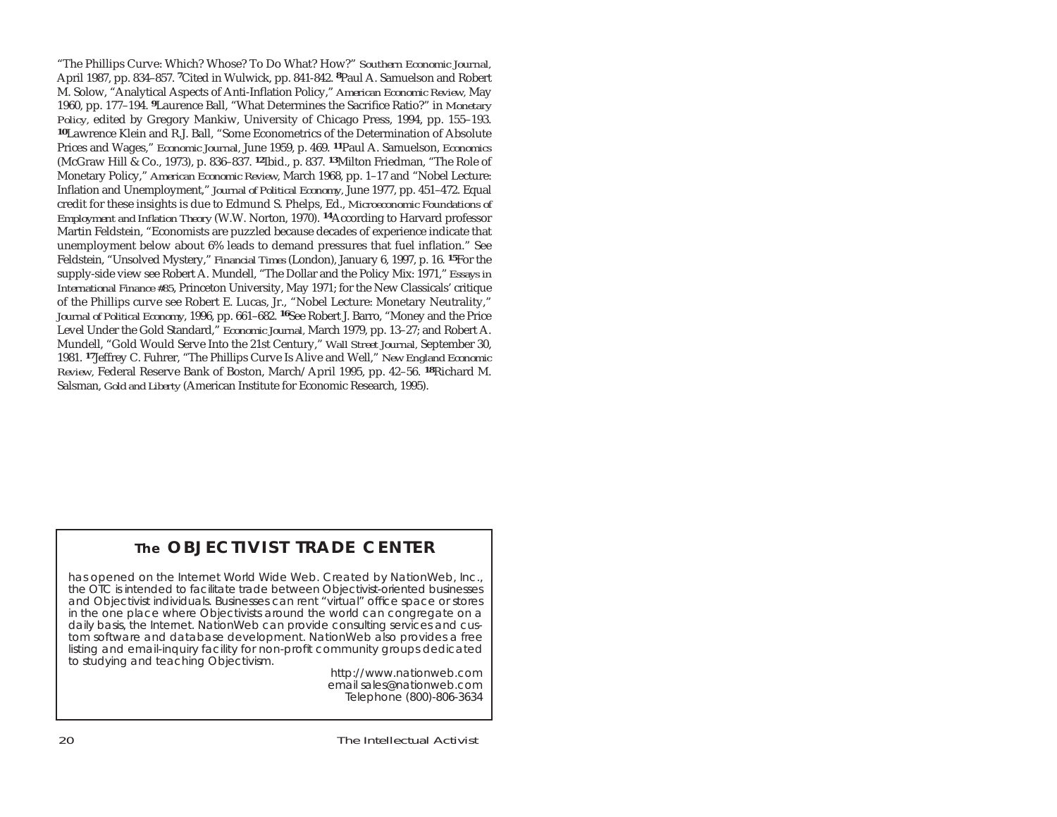"The Phillips Curve: Which? Whose? To Do What? How?" *Southern Economic Journal*, April 1987, pp. 834–857. [7]Cited in Wulwick, pp. 841-842. [8]Paul A. Samuelson and Robert M. Solow, "Analytical Aspects of Anti-Inflation Policy," *American Economic Review*, May 1960, pp. 177–194. [9]Laurence Ball, "What Determines the Sacrifice Ratio?" in *Monetary Policy*, edited by Gregory Mankiw, University of Chicago Press, 1994, pp. 155–193. [10]Lawrence Klein and R.J. Ball, "Some Econometrics of the Determination of Absolute Prices and Wages," *Economic Journal*, June 1959, p. 469. [11]Paul A. Samuelson, *Economics* (McGraw Hill & Co., 1973), p. 836–837. [12]Ibid., p. 837. [13]Milton Friedman, "The Role of Monetary Policy," *American Economic Review*, March 1968, pp. 1–17 and "Nobel Lecture: Inflation and Unemployment," *Journal of Political Economy*, June 1977, pp. 451–472. Equal credit for these insights is due to Edmund S. Phelps, Ed., *Microeconomic Foundations of Employment and Inflation Theory* (W.W. Norton, 1970). [14]According to Harvard professor Martin Feldstein, "Economists are puzzled because decades of experience indicate that unemployment below about 6% leads to demand pressures that fuel inflation." See Feldstein, "Unsolved Mystery," *Financial Times* (London), January 6, 1997, p. 16. [15]For the supply-side view see Robert A. Mundell, "The Dollar and the Policy Mix: 1971," *Essays in International Finance #85*, Princeton University, May 1971; for the New Classicals' critique of the Phillips curve see Robert E. Lucas, Jr., "Nobel Lecture: Monetary Neutrality," *Journal of Political Economy*, 1996, pp. 661–682. [16]See Robert J. Barro, "Money and the Price Level Under the Gold Standard," *Economic Journal*, March 1979, pp. 13–27; and Robert A. Mundell, "Gold Would Serve Into the 21st Century," *Wall Street Journal*, September 30, 1981. [17]Jeffrey C. Fuhrer, "The Phillips Curve Is Alive and Well," *New England Economic Review*, Federal Reserve Bank of Boston, March/April 1995, pp. 42–56. [18]Richard M. Salsman, *Gold and Liberty* (American Institute for Economic Research, 1995).

## The OBJECTIVIST TRADE CENTER

has opened on the Internet World Wide Web. Created by NationWeb, Inc., the OTC is intended to facilitate trade between Objectivist-oriented businesses and Objectivist individuals. Businesses can rent "virtual" office space or stores in the one place where Objectivists around the world can congregate on a daily basis, the Internet. NationWeb can provide consulting services and custom software and database development. NationWeb also provides a free listing and email-inquiry facility for non-profit community groups dedicated to studying and teaching Objectivism.

http://www.nationweb.com
email sales@nationweb.com
Telephone (800)-806-3634